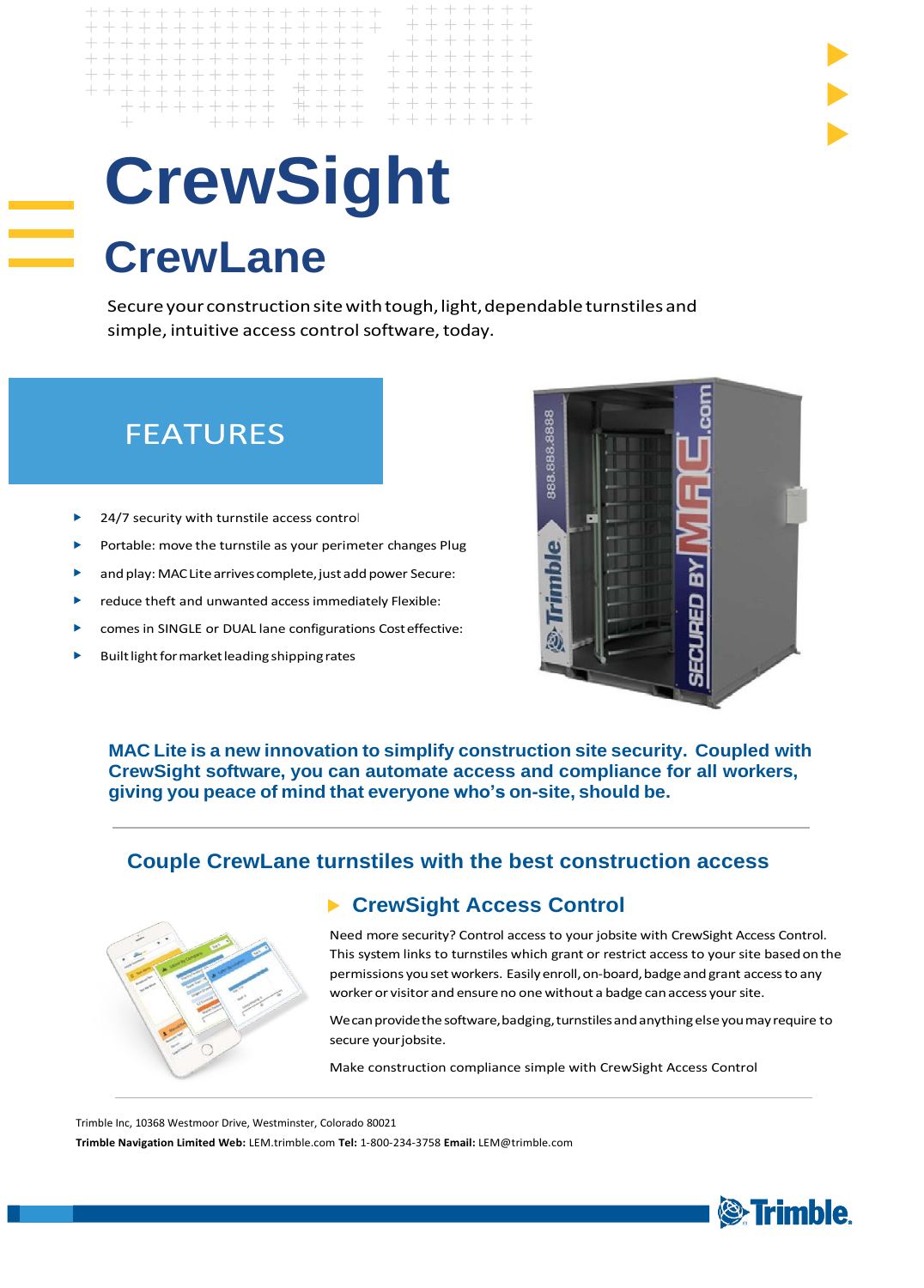# CrewSight

## CrewLane

Secure your construction site with tough, light, dependable turnstiles and simple, intuitive access control software, today.

## FEATURES

- 24/7 security with turnstile access control
- Portable: move the turnstile as your perimeter changes Plug
- and play: MAC Lite arrives complete, just add power Secure:
- reduce theft and unwanted access immediately Flexible:
- comes in SINGLE or DUAL lane configurations Cost effective:
- Built light for market leading shipping rates

**MAC Lite is a new innovation to simplify construction site security. Coupled with CrewSight software, you can automate access and compliance for all workers, giving you peace of mind that everyone who's on-site, should be.**

---

### Couple CrewLane turnstiles with the best construction access

#### CrewSight Access Control

Need more security? Control access to your jobsite with CrewSight Access Control. This system links to turnstiles which grant or restrict access to your site based on the permissions you set workers. Easily enroll, on-board, badge and grant access to any worker or visitor and ensure no one without a badge can access your site.

We can provide the software, badging, turnstiles and anything else you may require to secure your jobsite.

Make construction compliance simple with CrewSight Access Control

---

Trimble Inc, 10368 Westmoor Drive, Westminster, Colorado 80021

**Trimble Navigation Limited Web:** LEM.trimble.com **Tel:** 1-800-234-3758 **Email:** LEM@trimble.com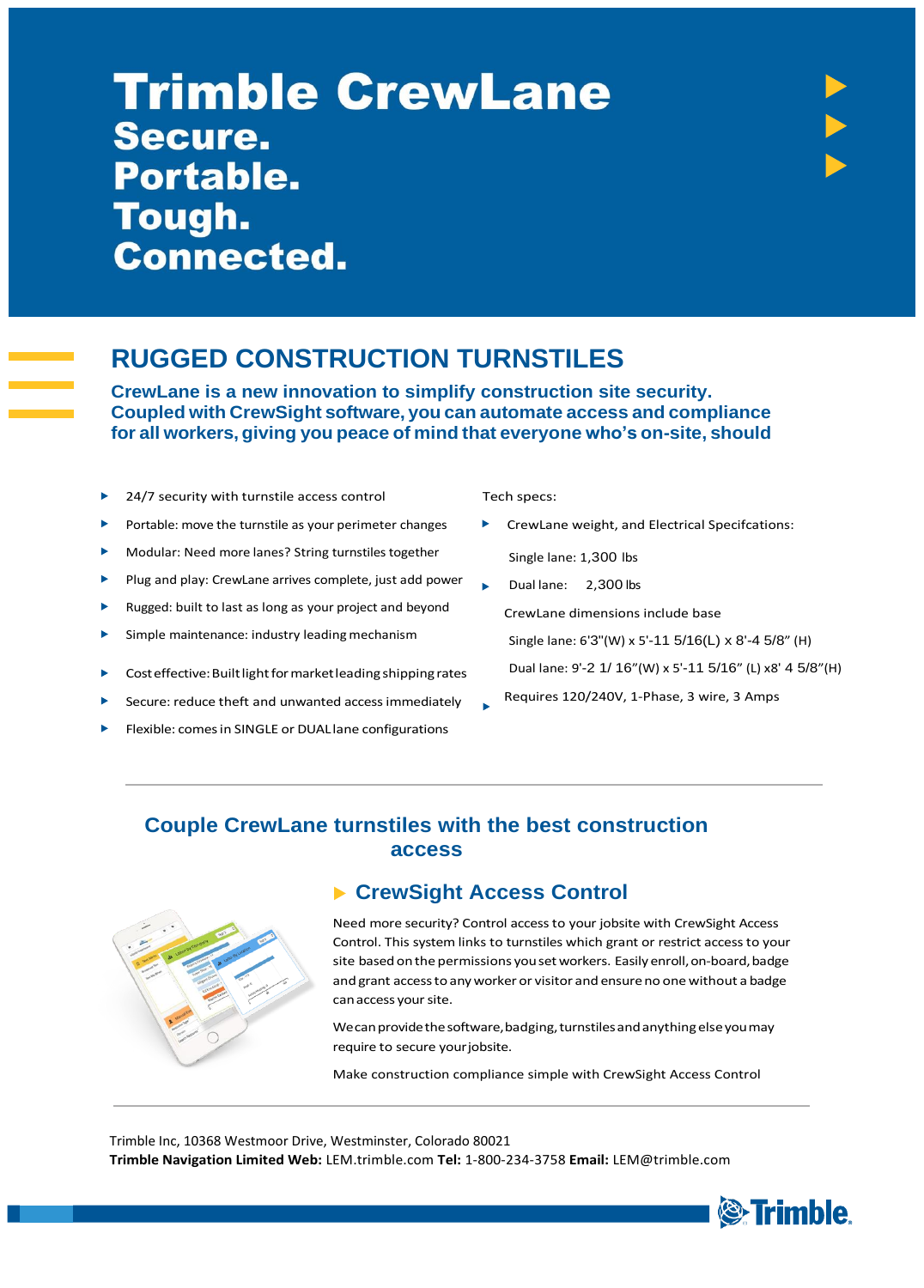# Trimble CrewLane

**Secure.**
**Portable.**
**Tough.**
**Connected.**

## RUGGED CONSTRUCTION TURNSTILES

**CrewLane is a new innovation to simplify construction site security. Coupled with CrewSight software, you can automate access and compliance for all workers, giving you peace of mind that everyone who's on-site, should**

- 24/7 security with turnstile access control
- Portable: move the turnstile as your perimeter changes
- Modular: Need more lanes? String turnstiles together
- Plug and play: CrewLane arrives complete, just add power
- Rugged: built to last as long as your project and beyond
- Simple maintenance: industry leading mechanism
- Cost effective: Built light for market leading shipping rates
- Secure: reduce theft and unwanted access immediately
- Flexible: comes in SINGLE or DUAL lane configurations

Tech specs:

- CrewLane weight, and Electrical Specifcations:

  Single lane: 1,300 lbs

- Dual lane: 2,300 lbs

  CrewLane dimensions include base

  Single lane: 6'3"(W) x 5'-11 5/16(L) x 8'-4 5/8" (H)

  Dual lane: 9'-2 1/ 16"(W) x 5'-11 5/16" (L) x8' 4 5/8"(H)

- Requires 120/240V, 1-Phase, 3 wire, 3 Amps

## Couple CrewLane turnstiles with the best construction access

### CrewSight Access Control

Need more security? Control access to your jobsite with CrewSight Access Control. This system links to turnstiles which grant or restrict access to your site based on the permissions you set workers. Easily enroll, on-board, badge and grant access to any worker or visitor and ensure no one without a badge can access your site.

We can provide the software, badging, turnstiles and anything else you may require to secure your jobsite.

Make construction compliance simple with CrewSight Access Control

Trimble Inc, 10368 Westmoor Drive, Westminster, Colorado 80021
**Trimble Navigation Limited Web:** LEM.trimble.com **Tel:** 1-800-234-3758 **Email:** LEM@trimble.com